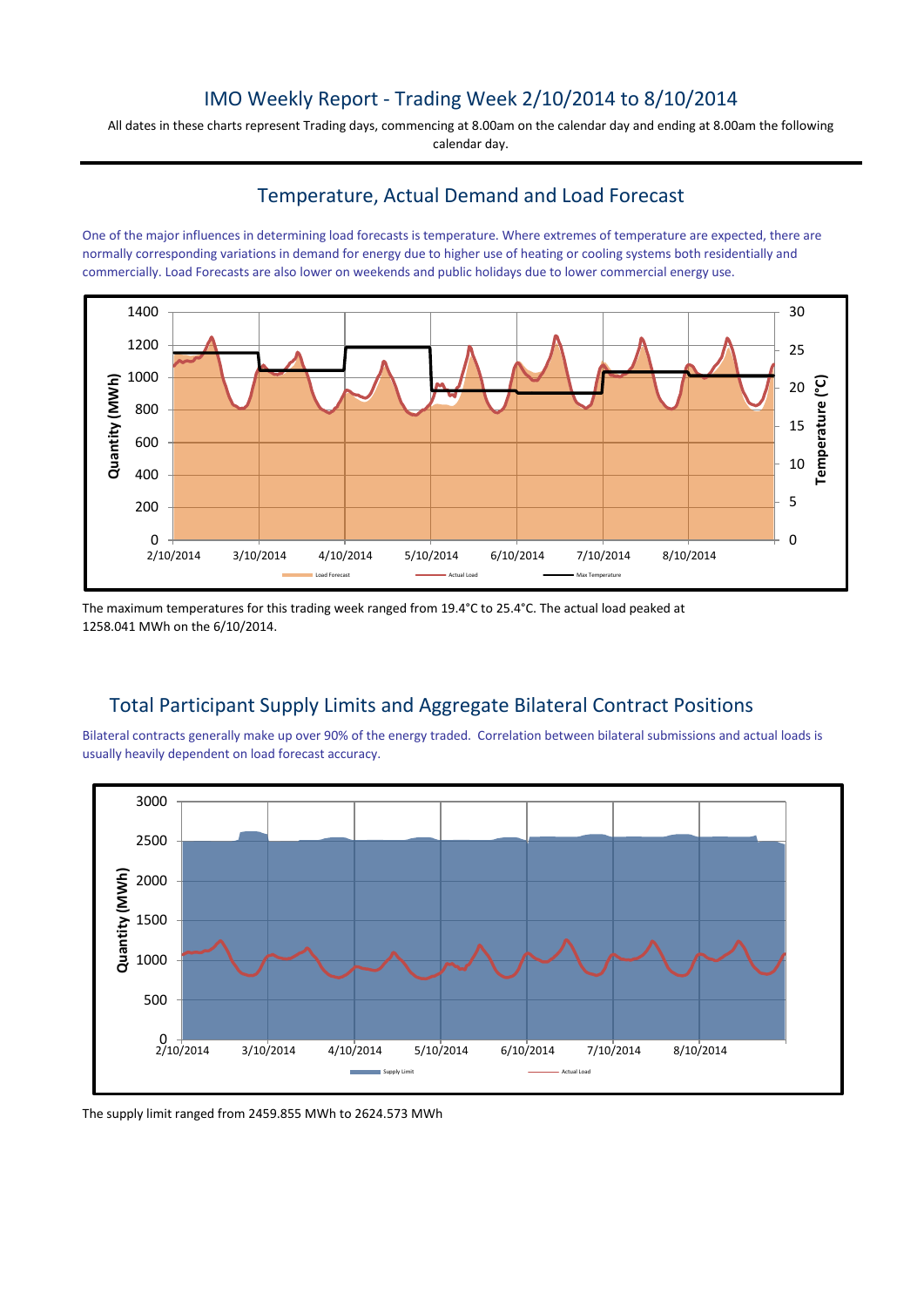# IMO Weekly Report - Trading Week 2/10/2014 to 8/10/2014

All dates in these charts represent Trading days, commencing at 8.00am on the calendar day and ending at 8.00am the following calendar day.

## Temperature, Actual Demand and Load Forecast

One of the major influences in determining load forecasts is temperature. Where extremes of temperature are expected, there are normally corresponding variations in demand for energy due to higher use of heating or cooling systems both residentially and commercially. Load Forecasts are also lower on weekends and public holidays due to lower commercial energy use.

The maximum temperatures for this trading week ranged from 19.4°C to 25.4°C. The actual load peaked at 1258.041 MWh on the 6/10/2014.

## Total Participant Supply Limits and Aggregate Bilateral Contract Positions

Bilateral contracts generally make up over 90% of the energy traded. Correlation between bilateral submissions and actual loads is usually heavily dependent on load forecast accuracy.

The supply limit ranged from 2459.855 MWh to 2624.573 MWh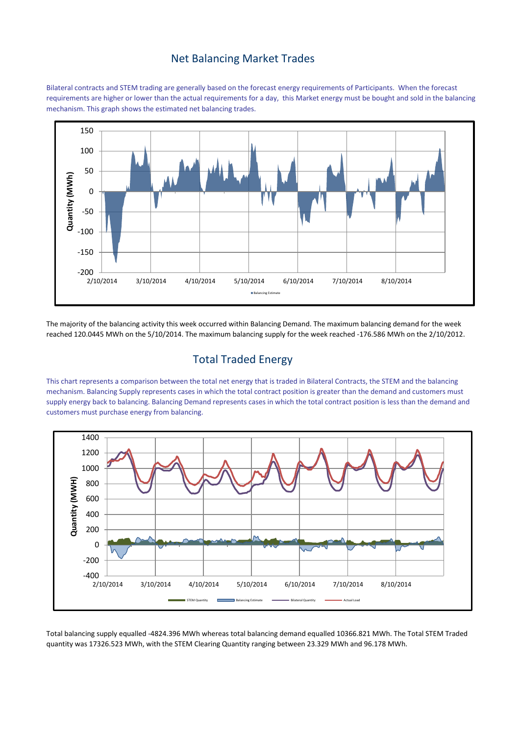## Net Balancing Market Trades

Bilateral contracts and STEM trading are generally based on the forecast energy requirements of Participants. When the forecast requirements are higher or lower than the actual requirements for a day, this Market energy must be bought and sold in the balancing mechanism. This graph shows the estimated net balancing trades.

The majority of the balancing activity this week occurred within Balancing Demand. The maximum balancing demand for the week reached 120.0445 MWh on the 5/10/2014. The maximum balancing supply for the week reached -176.586 MWh on the 2/10/2012.

## Total Traded Energy

This chart represents a comparison between the total net energy that is traded in Bilateral Contracts, the STEM and the balancing mechanism. Balancing Supply represents cases in which the total contract position is greater than the demand and customers must supply energy back to balancing. Balancing Demand represents cases in which the total contract position is less than the demand and customers must purchase energy from balancing.

Total balancing supply equalled -4824.396 MWh whereas total balancing demand equalled 10366.821 MWh. The Total STEM Traded quantity was 17326.523 MWh, with the STEM Clearing Quantity ranging between 23.329 MWh and 96.178 MWh.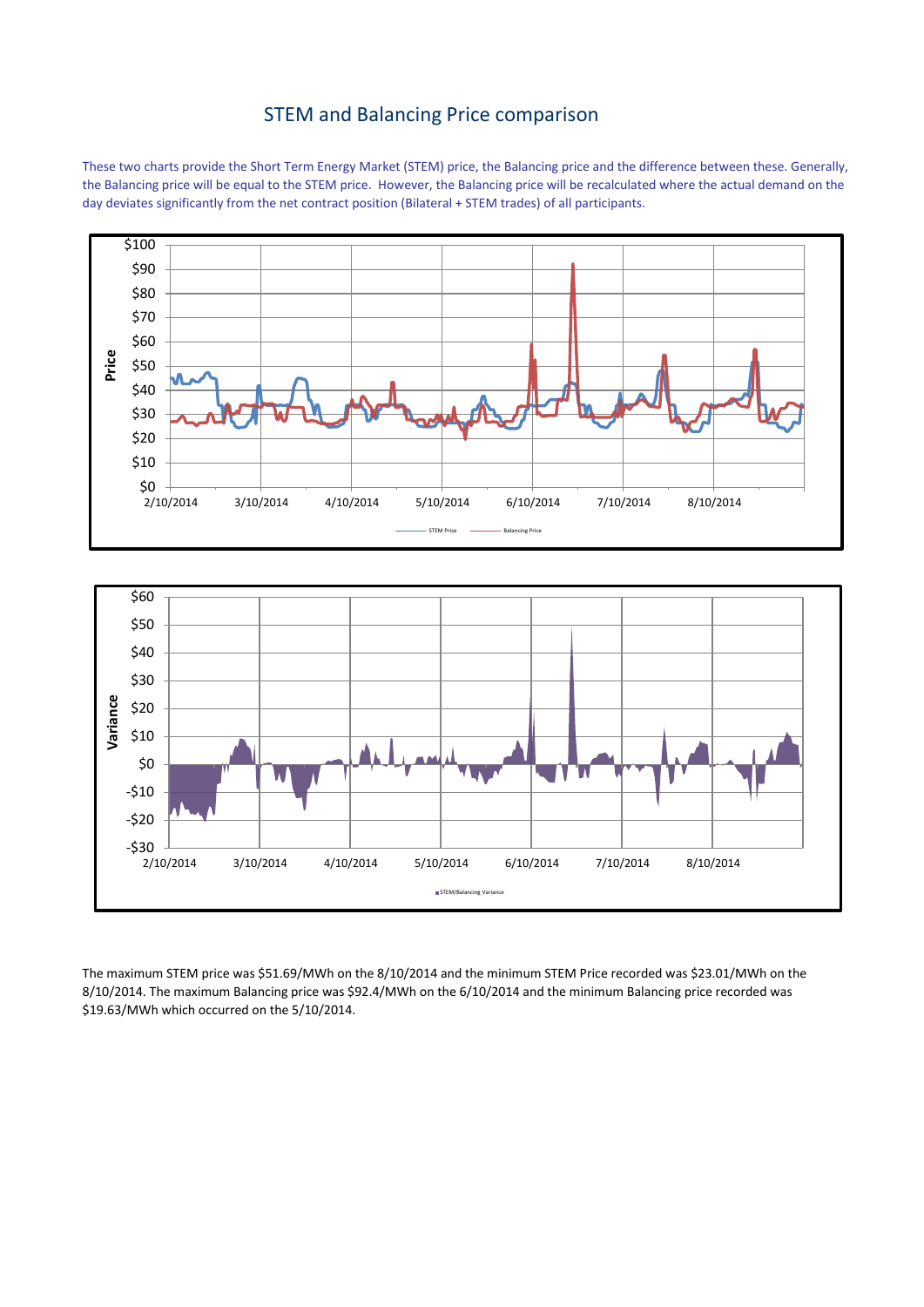# STEM and Balancing Price comparison

These two charts provide the Short Term Energy Market (STEM) price, the Balancing price and the difference between these. Generally, the Balancing price will be equal to the STEM price. However, the Balancing price will be recalculated where the actual demand on the day deviates significantly from the net contract position (Bilateral + STEM trades) of all participants.

Price

$100
$90
$80
$70
$60
$50
$40
$30
$20
$10
$0

2/10/2014
3/10/2014
4/10/2014
5/10/2014
6/10/2014
7/10/2014
8/10/2014

STEM Price
Balancing Price

Variance

$60
$50
$40
$30
$20
$10
$0
-$10
-$20
-$30

2/10/2014
3/10/2014
4/10/2014
5/10/2014
6/10/2014
7/10/2014
8/10/2014

STEM/Balancing Variance

The maximum STEM price was $51.69/MWh on the 8/10/2014 and the minimum STEM Price recorded was $23.01/MWh on the 8/10/2014. The maximum Balancing price was $92.4/MWh on the 6/10/2014 and the minimum Balancing price recorded was $19.63/MWh which occurred on the 5/10/2014.